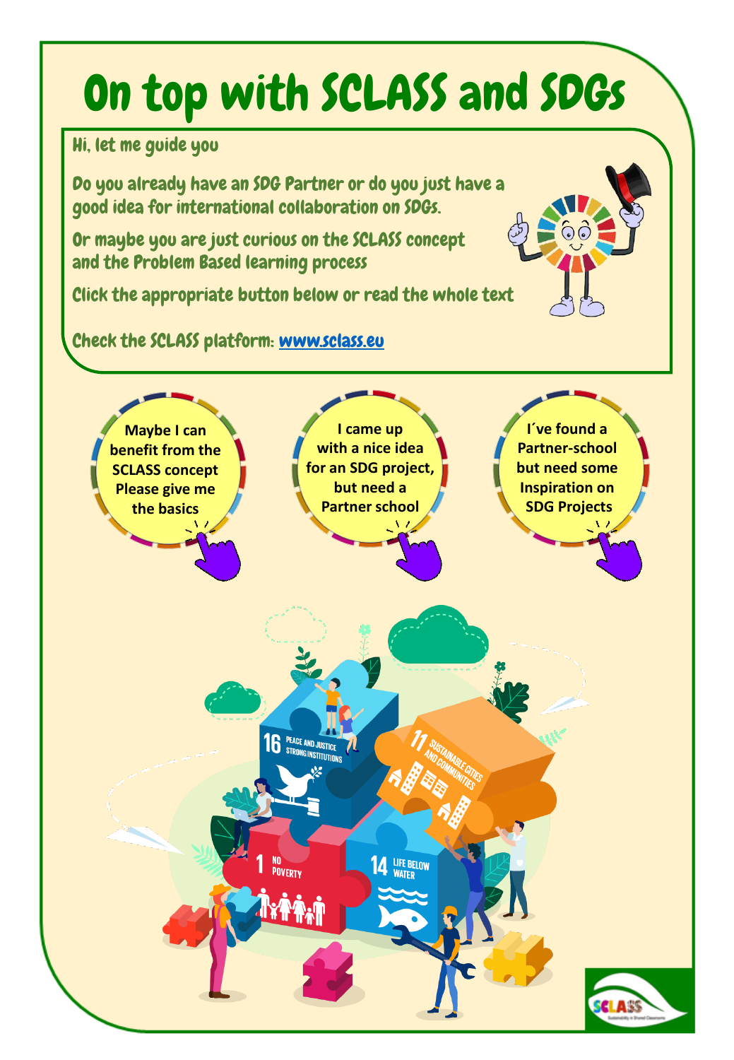# On top with SCLASS and SDGs

Hi, let me guide you

Do you already have an SDG Partner or do you just have a good idea for international collaboration on SDGs.

Or maybe you are just curious on the SCLASS concept and the Problem Based learning process

Click the appropriate button below or read the whole text

Check the SCLASS platform: [www.sclass.eu](http://www.sclass.eu)

**Maybe I can benefit from the SCLASS concept Please give me the basics**

**I came up with a nice idea for an SDG project, but need a Partner school**

**I´ve found a Partner-school but need some Inspiration on SDG Projects**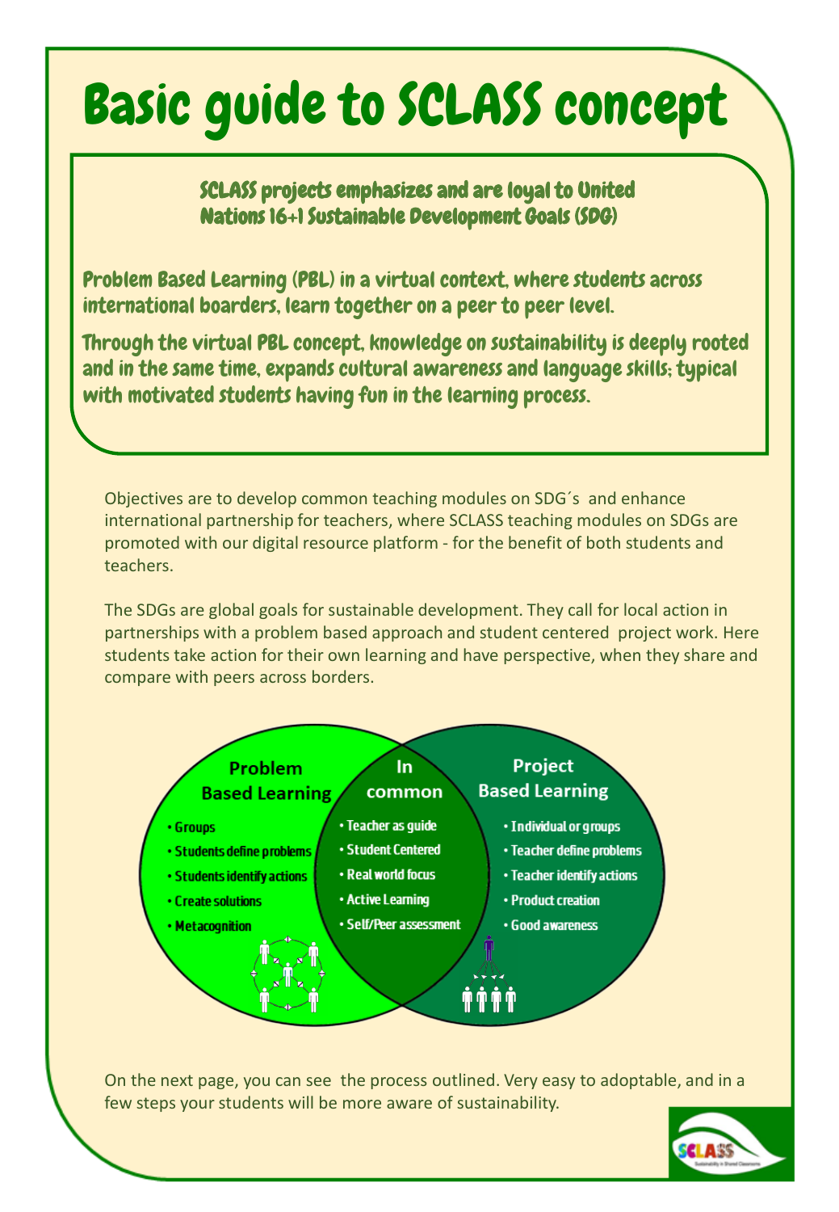# Basic guide to SCLASS concept

**SCLASS projects emphasizes and are loyal to United Nations 16+1 Sustainable Development Goals (SDG)**

**Problem Based Learning (PBL) in a virtual context, where students across international boarders, learn together on a peer to peer level.**

**Through the virtual PBL concept, knowledge on sustainability is deeply rooted and in the same time, expands cultural awareness and language skills; typical with motivated students having fun in the learning process.**

Objectives are to develop common teaching modules on SDG´s and enhance international partnership for teachers, where SCLASS teaching modules on SDGs are promoted with our digital resource platform - for the benefit of both students and teachers.

The SDGs are global goals for sustainable development. They call for local action in partnerships with a problem based approach and student centered project work. Here students take action for their own learning and have perspective, when they share and compare with peers across borders.

| Problem Based Learning | In common | Project Based Learning |
| --- | --- | --- |
| Groups | Teacher as guide | Individual or groups |
| Students define problems | Student Centered | Teacher define problems |
| Students identify actions | Real world focus | Teacher identify actions |
| Create solutions | Active Learning | Product creation |
| Metacognition | Self/Peer assessment | Good awareness |

On the next page, you can see the process outlined. Very easy to adoptable, and in a few steps your students will be more aware of sustainability.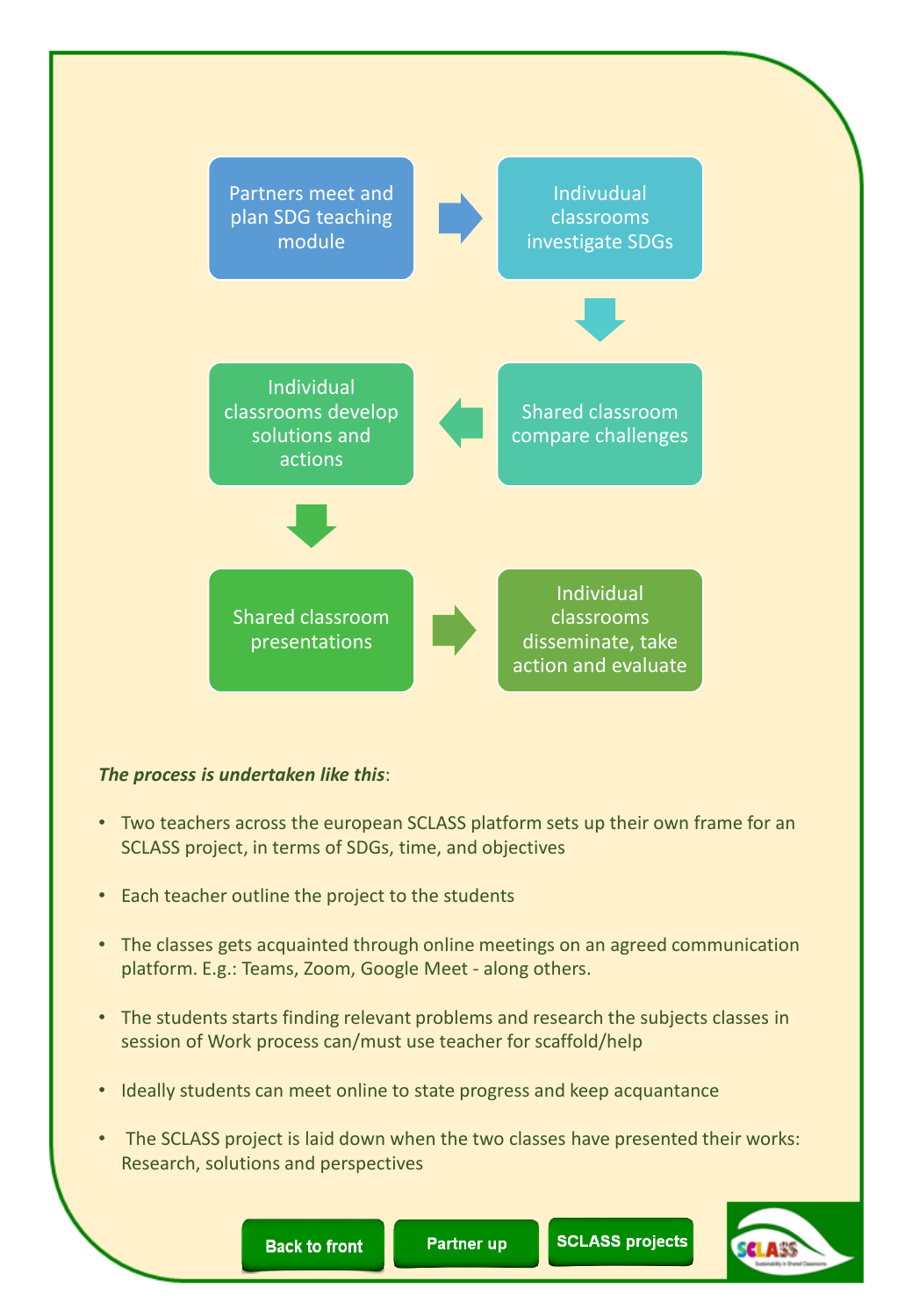Partners meet and plan SDG teaching module → Indivudual classrooms investigate SDGs → Shared classroom compare challenges → Individual classrooms develop solutions and actions → Shared classroom presentations → Individual classrooms disseminate, take action and evaluate

***The process is undertaken like this***:

- Two teachers across the european SCLASS platform sets up their own frame for an SCLASS project, in terms of SDGs, time, and objectives
- Each teacher outline the project to the students
- The classes gets acquainted through online meetings on an agreed communication platform. E.g.: Teams, Zoom, Google Meet - along others.
- The students starts finding relevant problems and research the subjects classes in session of Work process can/must use teacher for scaffold/help
- Ideally students can meet online to state progress and keep acquantance
- The SCLASS project is laid down when the two classes have presented their works: Research, solutions and perspectives

Back to front | Partner up | SCLASS projects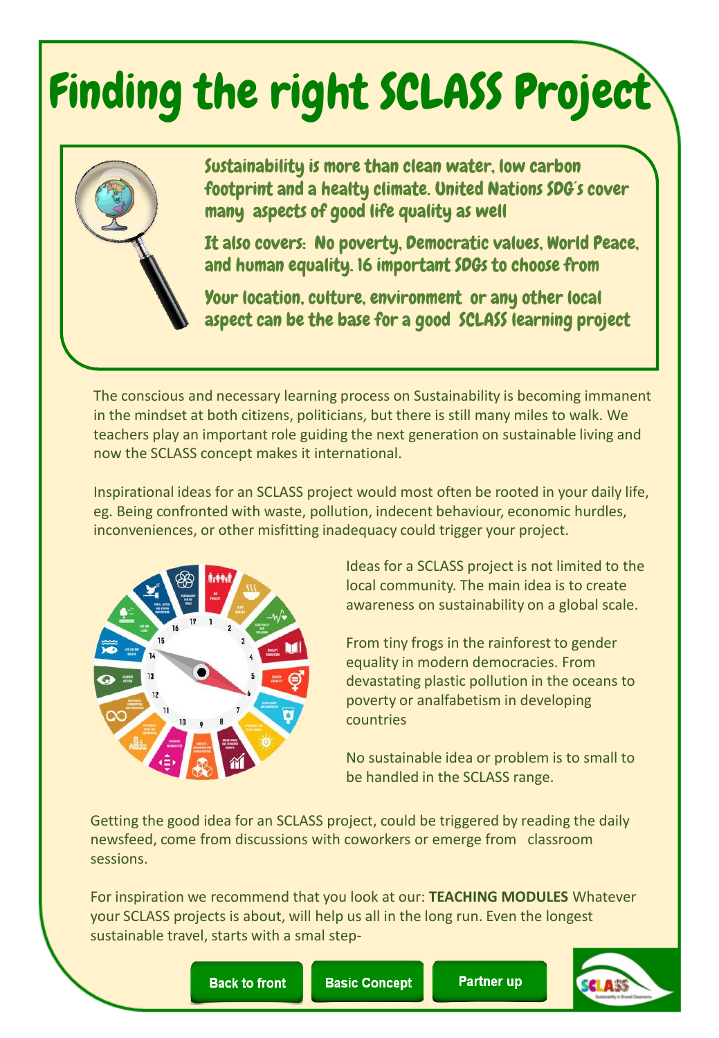# Finding the right SCLASS Project

*Sustainability is more than clean water, low carbon footprint and a healty climate. United Nations SDG´s cover many aspects of good life quality as well*

*It also covers: No poverty, Democratic values, World Peace, and human equality. 16 important SDGs to choose from*

*Your location, culture, environment or any other local aspect can be the base for a good SCLASS learning project*

The conscious and necessary learning process on Sustainability is becoming immanent in the mindset at both citizens, politicians, but there is still many miles to walk. We teachers play an important role guiding the next generation on sustainable living and now the SCLASS concept makes it international.

Inspirational ideas for an SCLASS project would most often be rooted in your daily life, eg. Being confronted with waste, pollution, indecent behaviour, economic hurdles, inconveniences, or other misfitting inadequacy could trigger your project.

Ideas for a SCLASS project is not limited to the local community. The main idea is to create awareness on sustainability on a global scale.

From tiny frogs in the rainforest to gender equality in modern democracies. From devastating plastic pollution in the oceans to poverty or analfabetism in developing countries

No sustainable idea or problem is to small to be handled in the SCLASS range.

Getting the good idea for an SCLASS project, could be triggered by reading the daily newsfeed, come from discussions with coworkers or emerge from classroom sessions.

For inspiration we recommend that you look at our: **TEACHING MODULES** Whatever your SCLASS projects is about, will help us all in the long run. Even the longest sustainable travel, starts with a smal step-

Back to front | Basic Concept | Partner up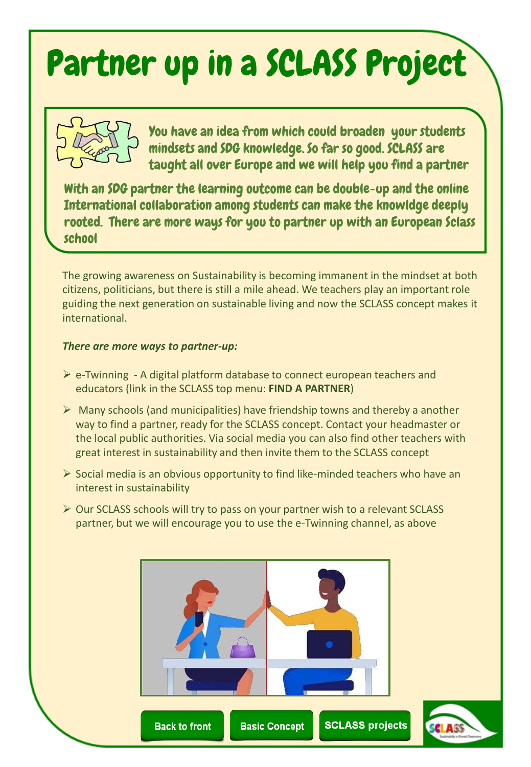# Partner up in a SCLASS Project

**You have an idea from which could broaden your students mindsets and SDG knowledge. So far so good. SCLASS are taught all over Europe and we will help you find a partner**

**With an SDG partner the learning outcome can be double-up and the online International collaboration among students can make the knowldge deeply rooted. There are more ways for you to partner up with an European Sclass school**

The growing awareness on Sustainability is becoming immanent in the mindset at both citizens, politicians, but there is still a mile ahead. We teachers play an important role guiding the next generation on sustainable living and now the SCLASS concept makes it international.

***There are more ways to partner-up:***

- e-Twinning - A digital platform database to connect european teachers and educators (link in the SCLASS top menu: **FIND A PARTNER**)
- Many schools (and municipalities) have friendship towns and thereby a another way to find a partner, ready for the SCLASS concept. Contact your headmaster or the local public authorities. Via social media you can also find other teachers with great interest in sustainability and then invite them to the SCLASS concept
- Social media is an obvious opportunity to find like-minded teachers who have an interest in sustainability
- Our SCLASS schools will try to pass on your partner wish to a relevant SCLASS partner, but we will encourage you to use the e-Twinning channel, as above

Back to front | Basic Concept | SCLASS projects